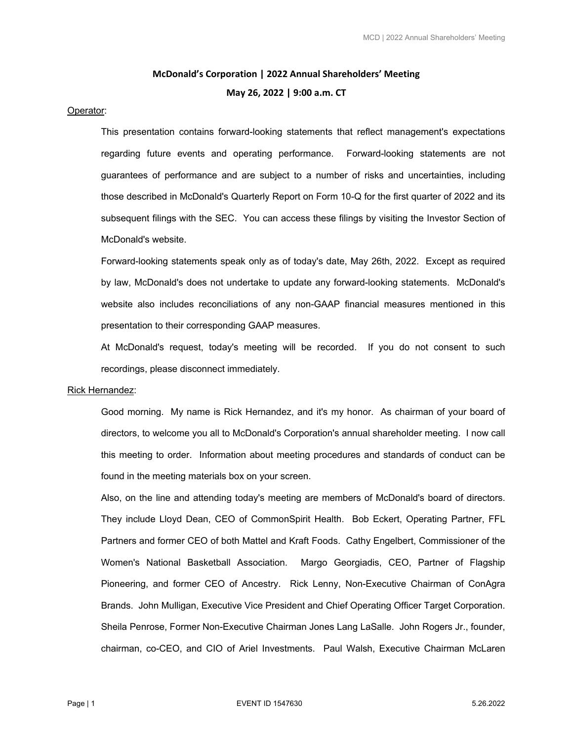# McDonald's Corporation | 2022 Annual Shareholders' Meeting

**May 26, 2022 | 9:00 a.m. CT**

Operator:

This presentation contains forward-looking statements that reflect management's expectations regarding future events and operating performance. Forward-looking statements are not guarantees of performance and are subject to a number of risks and uncertainties, including those described in McDonald's Quarterly Report on Form 10-Q for the first quarter of 2022 and its subsequent filings with the SEC. You can access these filings by visiting the Investor Section of McDonald's website.

Forward-looking statements speak only as of today's date, May 26th, 2022. Except as required by law, McDonald's does not undertake to update any forward-looking statements. McDonald's website also includes reconciliations of any non-GAAP financial measures mentioned in this presentation to their corresponding GAAP measures.

At McDonald's request, today's meeting will be recorded. If you do not consent to such recordings, please disconnect immediately.

Rick Hernandez:

Good morning. My name is Rick Hernandez, and it's my honor. As chairman of your board of directors, to welcome you all to McDonald's Corporation's annual shareholder meeting. I now call this meeting to order. Information about meeting procedures and standards of conduct can be found in the meeting materials box on your screen.

Also, on the line and attending today's meeting are members of McDonald's board of directors. They include Lloyd Dean, CEO of CommonSpirit Health. Bob Eckert, Operating Partner, FFL Partners and former CEO of both Mattel and Kraft Foods. Cathy Engelbert, Commissioner of the Women's National Basketball Association. Margo Georgiadis, CEO, Partner of Flagship Pioneering, and former CEO of Ancestry. Rick Lenny, Non-Executive Chairman of ConAgra Brands. John Mulligan, Executive Vice President and Chief Operating Officer Target Corporation. Sheila Penrose, Former Non-Executive Chairman Jones Lang LaSalle. John Rogers Jr., founder, chairman, co-CEO, and CIO of Ariel Investments. Paul Walsh, Executive Chairman McLaren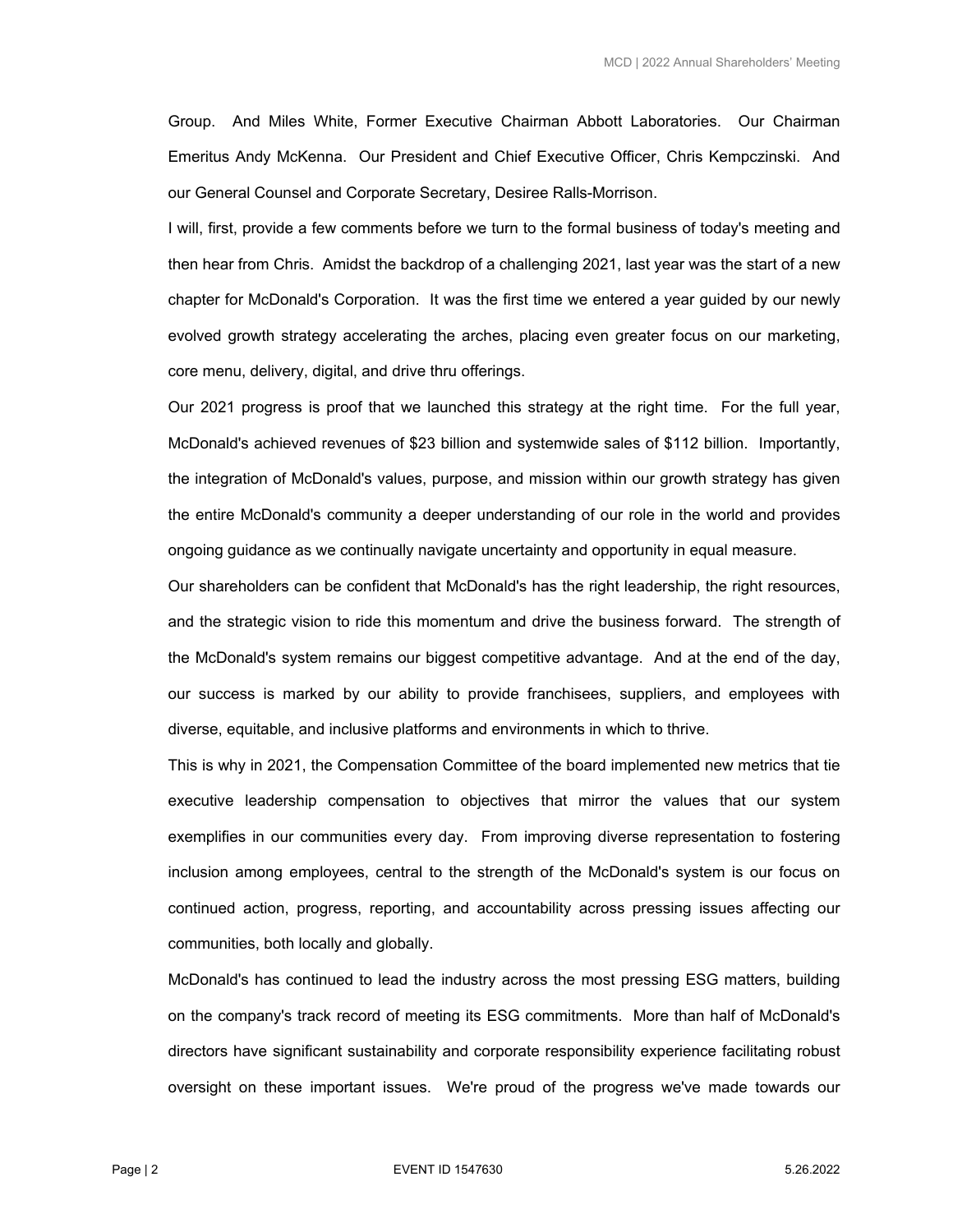Group. And Miles White, Former Executive Chairman Abbott Laboratories. Our Chairman Emeritus Andy McKenna. Our President and Chief Executive Officer, Chris Kempczinski. And our General Counsel and Corporate Secretary, Desiree Ralls-Morrison.

I will, first, provide a few comments before we turn to the formal business of today's meeting and then hear from Chris. Amidst the backdrop of a challenging 2021, last year was the start of a new chapter for McDonald's Corporation. It was the first time we entered a year guided by our newly evolved growth strategy accelerating the arches, placing even greater focus on our marketing, core menu, delivery, digital, and drive thru offerings.

Our 2021 progress is proof that we launched this strategy at the right time. For the full year, McDonald's achieved revenues of $23 billion and systemwide sales of $112 billion. Importantly, the integration of McDonald's values, purpose, and mission within our growth strategy has given the entire McDonald's community a deeper understanding of our role in the world and provides ongoing guidance as we continually navigate uncertainty and opportunity in equal measure.

Our shareholders can be confident that McDonald's has the right leadership, the right resources, and the strategic vision to ride this momentum and drive the business forward. The strength of the McDonald's system remains our biggest competitive advantage. And at the end of the day, our success is marked by our ability to provide franchisees, suppliers, and employees with diverse, equitable, and inclusive platforms and environments in which to thrive.

This is why in 2021, the Compensation Committee of the board implemented new metrics that tie executive leadership compensation to objectives that mirror the values that our system exemplifies in our communities every day. From improving diverse representation to fostering inclusion among employees, central to the strength of the McDonald's system is our focus on continued action, progress, reporting, and accountability across pressing issues affecting our communities, both locally and globally.

McDonald's has continued to lead the industry across the most pressing ESG matters, building on the company's track record of meeting its ESG commitments. More than half of McDonald's directors have significant sustainability and corporate responsibility experience facilitating robust oversight on these important issues. We're proud of the progress we've made towards our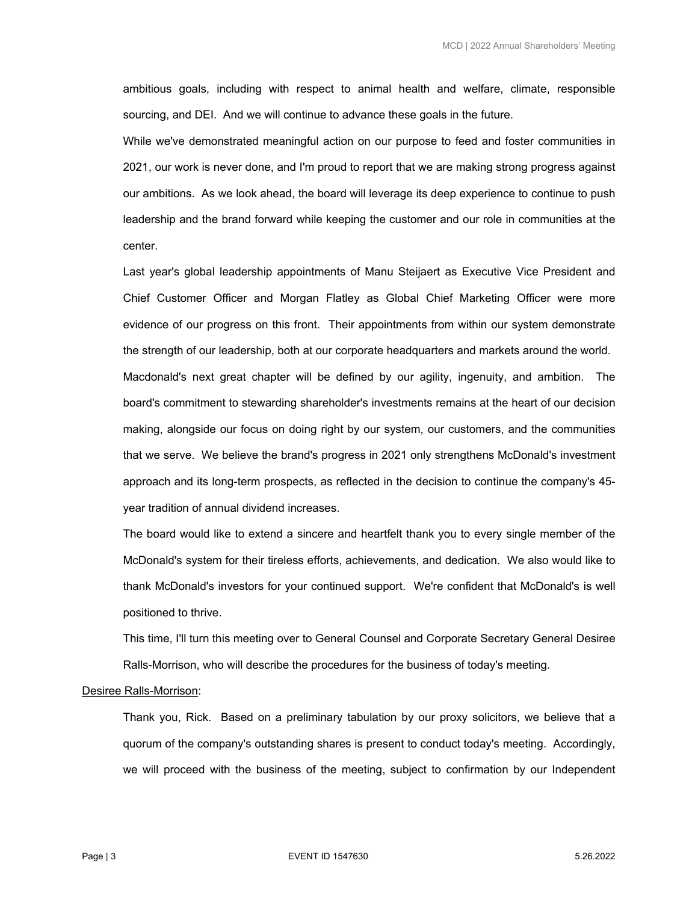ambitious goals, including with respect to animal health and welfare, climate, responsible sourcing, and DEI. And we will continue to advance these goals in the future.

While we've demonstrated meaningful action on our purpose to feed and foster communities in 2021, our work is never done, and I'm proud to report that we are making strong progress against our ambitions. As we look ahead, the board will leverage its deep experience to continue to push leadership and the brand forward while keeping the customer and our role in communities at the center.

Last year's global leadership appointments of Manu Steijaert as Executive Vice President and Chief Customer Officer and Morgan Flatley as Global Chief Marketing Officer were more evidence of our progress on this front. Their appointments from within our system demonstrate the strength of our leadership, both at our corporate headquarters and markets around the world.

Macdonald's next great chapter will be defined by our agility, ingenuity, and ambition. The board's commitment to stewarding shareholder's investments remains at the heart of our decision making, alongside our focus on doing right by our system, our customers, and the communities that we serve. We believe the brand's progress in 2021 only strengthens McDonald's investment approach and its long-term prospects, as reflected in the decision to continue the company's 45-year tradition of annual dividend increases.

The board would like to extend a sincere and heartfelt thank you to every single member of the McDonald's system for their tireless efforts, achievements, and dedication. We also would like to thank McDonald's investors for your continued support. We're confident that McDonald's is well positioned to thrive.

This time, I'll turn this meeting over to General Counsel and Corporate Secretary General Desiree Ralls-Morrison, who will describe the procedures for the business of today's meeting.

Desiree Ralls-Morrison:

Thank you, Rick. Based on a preliminary tabulation by our proxy solicitors, we believe that a quorum of the company's outstanding shares is present to conduct today's meeting. Accordingly, we will proceed with the business of the meeting, subject to confirmation by our Independent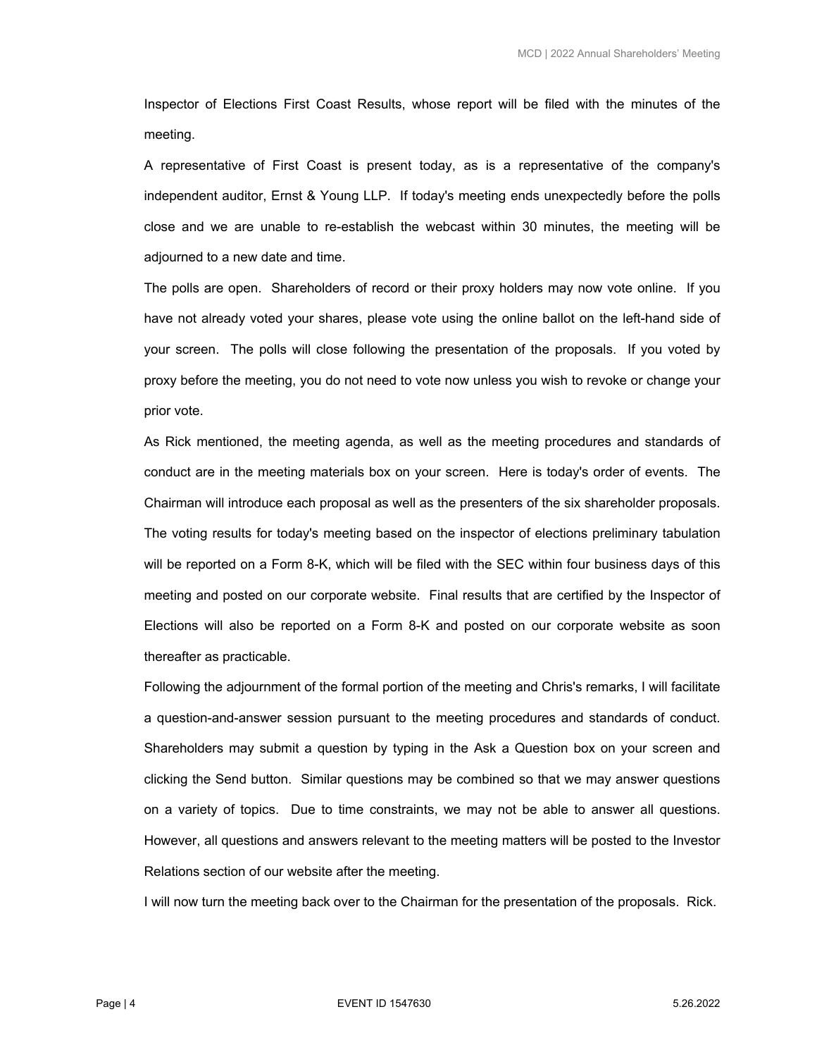Inspector of Elections First Coast Results, whose report will be filed with the minutes of the meeting.

A representative of First Coast is present today, as is a representative of the company's independent auditor, Ernst & Young LLP. If today's meeting ends unexpectedly before the polls close and we are unable to re-establish the webcast within 30 minutes, the meeting will be adjourned to a new date and time.

The polls are open. Shareholders of record or their proxy holders may now vote online. If you have not already voted your shares, please vote using the online ballot on the left-hand side of your screen. The polls will close following the presentation of the proposals. If you voted by proxy before the meeting, you do not need to vote now unless you wish to revoke or change your prior vote.

As Rick mentioned, the meeting agenda, as well as the meeting procedures and standards of conduct are in the meeting materials box on your screen. Here is today's order of events. The Chairman will introduce each proposal as well as the presenters of the six shareholder proposals. The voting results for today's meeting based on the inspector of elections preliminary tabulation will be reported on a Form 8-K, which will be filed with the SEC within four business days of this meeting and posted on our corporate website. Final results that are certified by the Inspector of Elections will also be reported on a Form 8-K and posted on our corporate website as soon thereafter as practicable.

Following the adjournment of the formal portion of the meeting and Chris's remarks, I will facilitate a question-and-answer session pursuant to the meeting procedures and standards of conduct. Shareholders may submit a question by typing in the Ask a Question box on your screen and clicking the Send button. Similar questions may be combined so that we may answer questions on a variety of topics. Due to time constraints, we may not be able to answer all questions. However, all questions and answers relevant to the meeting matters will be posted to the Investor Relations section of our website after the meeting.

I will now turn the meeting back over to the Chairman for the presentation of the proposals. Rick.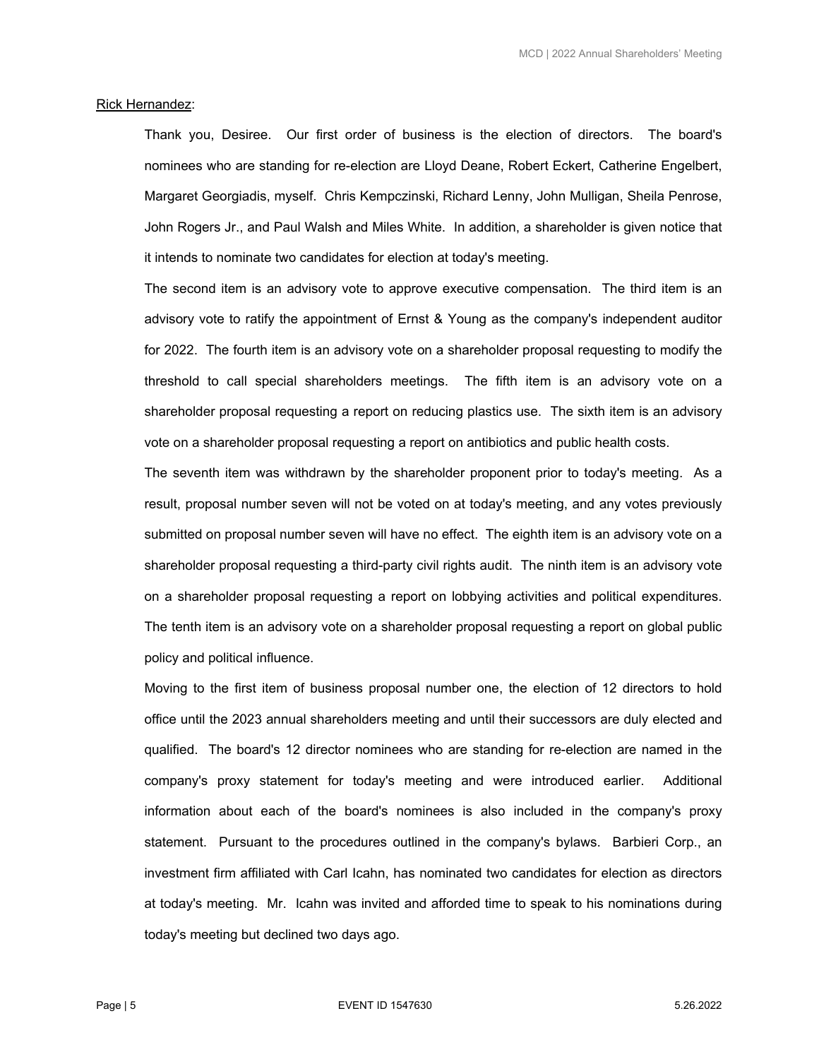<u>Rick Hernandez</u>:

Thank you, Desiree. Our first order of business is the election of directors. The board's nominees who are standing for re-election are Lloyd Deane, Robert Eckert, Catherine Engelbert, Margaret Georgiadis, myself. Chris Kempczinski, Richard Lenny, John Mulligan, Sheila Penrose, John Rogers Jr., and Paul Walsh and Miles White. In addition, a shareholder is given notice that it intends to nominate two candidates for election at today's meeting.

The second item is an advisory vote to approve executive compensation. The third item is an advisory vote to ratify the appointment of Ernst & Young as the company's independent auditor for 2022. The fourth item is an advisory vote on a shareholder proposal requesting to modify the threshold to call special shareholders meetings. The fifth item is an advisory vote on a shareholder proposal requesting a report on reducing plastics use. The sixth item is an advisory vote on a shareholder proposal requesting a report on antibiotics and public health costs.

The seventh item was withdrawn by the shareholder proponent prior to today's meeting. As a result, proposal number seven will not be voted on at today's meeting, and any votes previously submitted on proposal number seven will have no effect. The eighth item is an advisory vote on a shareholder proposal requesting a third-party civil rights audit. The ninth item is an advisory vote on a shareholder proposal requesting a report on lobbying activities and political expenditures. The tenth item is an advisory vote on a shareholder proposal requesting a report on global public policy and political influence.

Moving to the first item of business proposal number one, the election of 12 directors to hold office until the 2023 annual shareholders meeting and until their successors are duly elected and qualified. The board's 12 director nominees who are standing for re-election are named in the company's proxy statement for today's meeting and were introduced earlier. Additional information about each of the board's nominees is also included in the company's proxy statement. Pursuant to the procedures outlined in the company's bylaws. Barbieri Corp., an investment firm affiliated with Carl Icahn, has nominated two candidates for election as directors at today's meeting. Mr. Icahn was invited and afforded time to speak to his nominations during today's meeting but declined two days ago.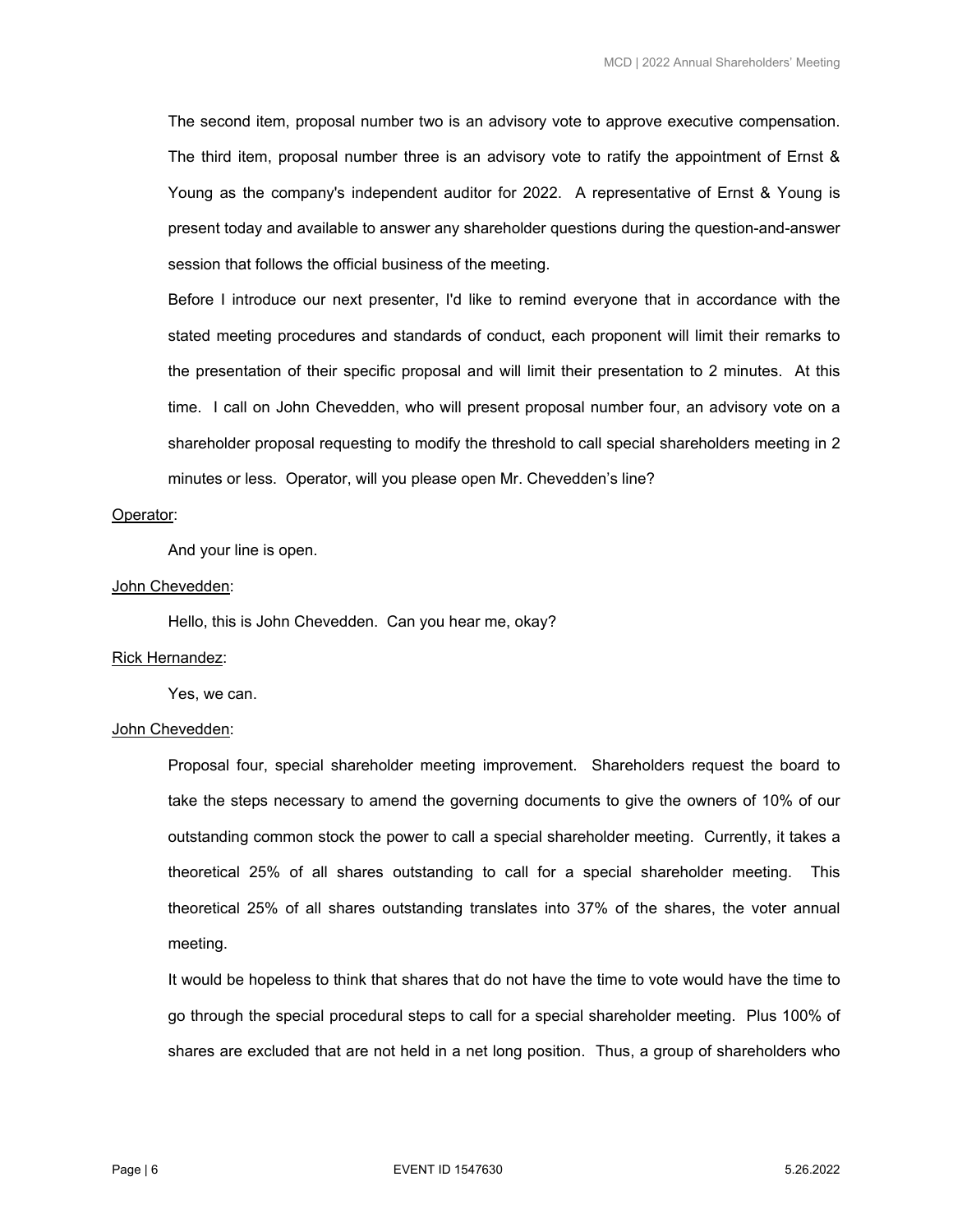The second item, proposal number two is an advisory vote to approve executive compensation. The third item, proposal number three is an advisory vote to ratify the appointment of Ernst & Young as the company's independent auditor for 2022. A representative of Ernst & Young is present today and available to answer any shareholder questions during the question-and-answer session that follows the official business of the meeting.

Before I introduce our next presenter, I'd like to remind everyone that in accordance with the stated meeting procedures and standards of conduct, each proponent will limit their remarks to the presentation of their specific proposal and will limit their presentation to 2 minutes. At this time. I call on John Chevedden, who will present proposal number four, an advisory vote on a shareholder proposal requesting to modify the threshold to call special shareholders meeting in 2 minutes or less. Operator, will you please open Mr. Chevedden's line?

Operator:

And your line is open.

John Chevedden:

Hello, this is John Chevedden. Can you hear me, okay?

Rick Hernandez:

Yes, we can.

John Chevedden:

Proposal four, special shareholder meeting improvement. Shareholders request the board to take the steps necessary to amend the governing documents to give the owners of 10% of our outstanding common stock the power to call a special shareholder meeting. Currently, it takes a theoretical 25% of all shares outstanding to call for a special shareholder meeting. This theoretical 25% of all shares outstanding translates into 37% of the shares, the voter annual meeting.

It would be hopeless to think that shares that do not have the time to vote would have the time to go through the special procedural steps to call for a special shareholder meeting. Plus 100% of shares are excluded that are not held in a net long position. Thus, a group of shareholders who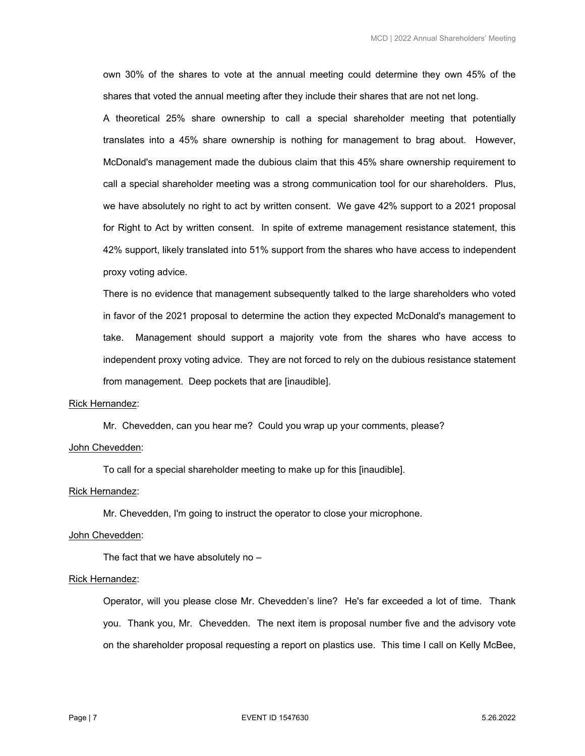own 30% of the shares to vote at the annual meeting could determine they own 45% of the shares that voted the annual meeting after they include their shares that are not net long.

A theoretical 25% share ownership to call a special shareholder meeting that potentially translates into a 45% share ownership is nothing for management to brag about. However, McDonald's management made the dubious claim that this 45% share ownership requirement to call a special shareholder meeting was a strong communication tool for our shareholders. Plus, we have absolutely no right to act by written consent. We gave 42% support to a 2021 proposal for Right to Act by written consent. In spite of extreme management resistance statement, this 42% support, likely translated into 51% support from the shares who have access to independent proxy voting advice.

There is no evidence that management subsequently talked to the large shareholders who voted in favor of the 2021 proposal to determine the action they expected McDonald's management to take. Management should support a majority vote from the shares who have access to independent proxy voting advice. They are not forced to rely on the dubious resistance statement from management. Deep pockets that are [inaudible].

<u>Rick Hernandez</u>:

Mr. Chevedden, can you hear me? Could you wrap up your comments, please?

<u>John Chevedden</u>:

To call for a special shareholder meeting to make up for this [inaudible].

<u>Rick Hernandez</u>:

Mr. Chevedden, I'm going to instruct the operator to close your microphone.

<u>John Chevedden</u>:

The fact that we have absolutely no –

<u>Rick Hernandez</u>:

Operator, will you please close Mr. Chevedden's line? He's far exceeded a lot of time. Thank you. Thank you, Mr. Chevedden. The next item is proposal number five and the advisory vote on the shareholder proposal requesting a report on plastics use. This time I call on Kelly McBee,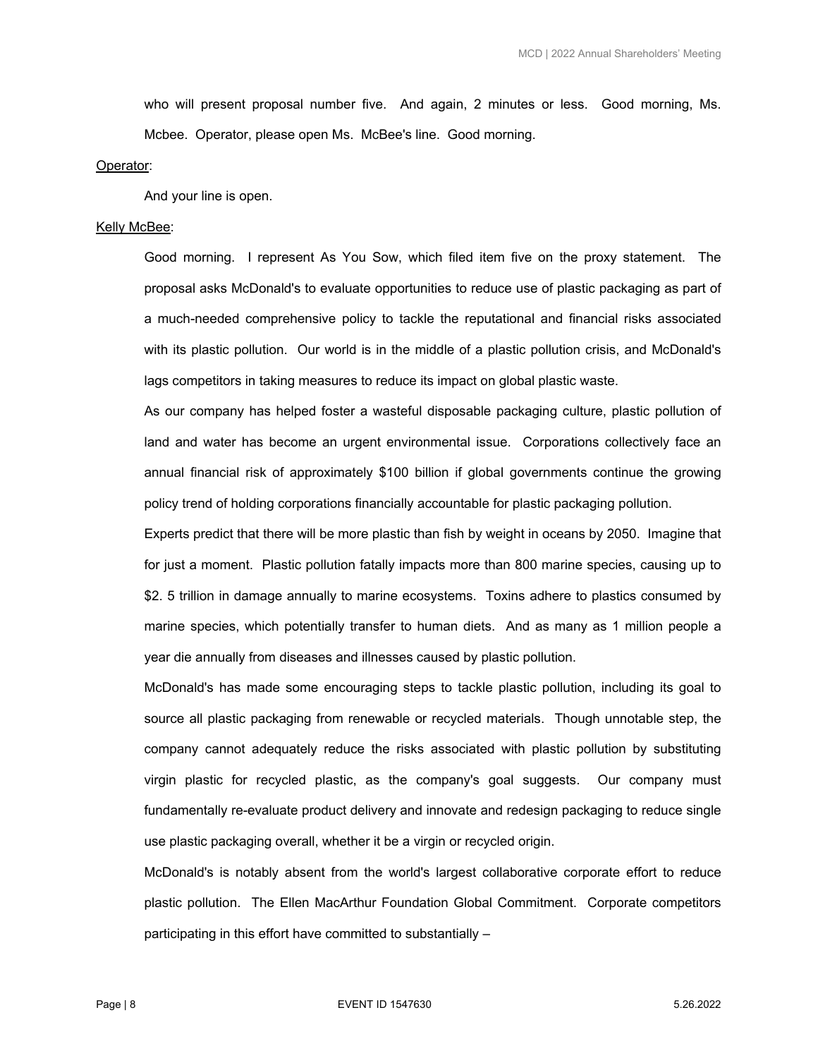who will present proposal number five. And again, 2 minutes or less. Good morning, Ms. Mcbee. Operator, please open Ms. McBee's line. Good morning.

Operator:

And your line is open.

Kelly McBee:

Good morning. I represent As You Sow, which filed item five on the proxy statement. The proposal asks McDonald's to evaluate opportunities to reduce use of plastic packaging as part of a much-needed comprehensive policy to tackle the reputational and financial risks associated with its plastic pollution. Our world is in the middle of a plastic pollution crisis, and McDonald's lags competitors in taking measures to reduce its impact on global plastic waste.

As our company has helped foster a wasteful disposable packaging culture, plastic pollution of land and water has become an urgent environmental issue. Corporations collectively face an annual financial risk of approximately $100 billion if global governments continue the growing policy trend of holding corporations financially accountable for plastic packaging pollution.

Experts predict that there will be more plastic than fish by weight in oceans by 2050. Imagine that for just a moment. Plastic pollution fatally impacts more than 800 marine species, causing up to $2. 5 trillion in damage annually to marine ecosystems. Toxins adhere to plastics consumed by marine species, which potentially transfer to human diets. And as many as 1 million people a year die annually from diseases and illnesses caused by plastic pollution.

McDonald's has made some encouraging steps to tackle plastic pollution, including its goal to source all plastic packaging from renewable or recycled materials. Though unnotable step, the company cannot adequately reduce the risks associated with plastic pollution by substituting virgin plastic for recycled plastic, as the company's goal suggests. Our company must fundamentally re-evaluate product delivery and innovate and redesign packaging to reduce single use plastic packaging overall, whether it be a virgin or recycled origin.

McDonald's is notably absent from the world's largest collaborative corporate effort to reduce plastic pollution. The Ellen MacArthur Foundation Global Commitment. Corporate competitors participating in this effort have committed to substantially –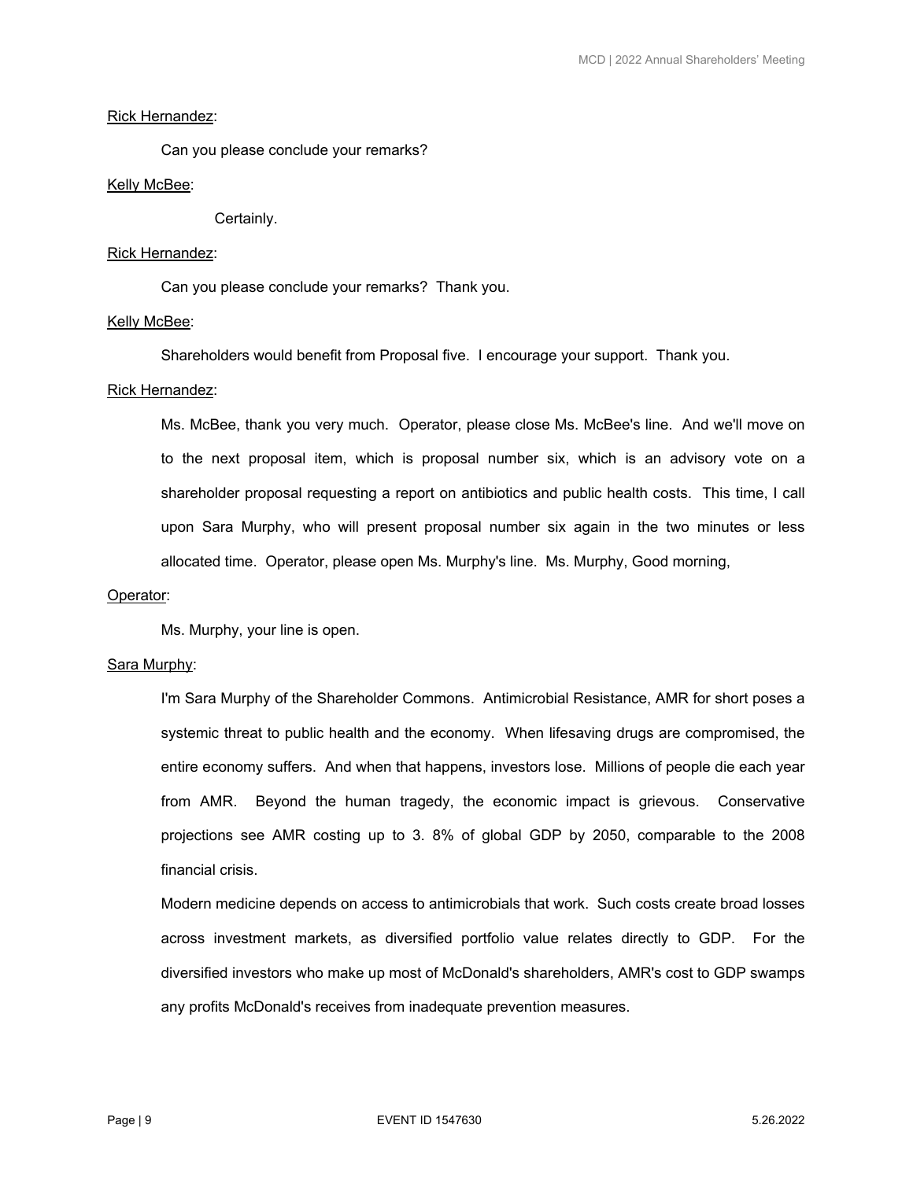Rick Hernandez:

Can you please conclude your remarks?

Kelly McBee:

Certainly.

Rick Hernandez:

Can you please conclude your remarks? Thank you.

Kelly McBee:

Shareholders would benefit from Proposal five. I encourage your support. Thank you.

Rick Hernandez:

Ms. McBee, thank you very much. Operator, please close Ms. McBee's line. And we'll move on to the next proposal item, which is proposal number six, which is an advisory vote on a shareholder proposal requesting a report on antibiotics and public health costs. This time, I call upon Sara Murphy, who will present proposal number six again in the two minutes or less allocated time. Operator, please open Ms. Murphy's line. Ms. Murphy, Good morning,

Operator:

Ms. Murphy, your line is open.

Sara Murphy:

I'm Sara Murphy of the Shareholder Commons. Antimicrobial Resistance, AMR for short poses a systemic threat to public health and the economy. When lifesaving drugs are compromised, the entire economy suffers. And when that happens, investors lose. Millions of people die each year from AMR. Beyond the human tragedy, the economic impact is grievous. Conservative projections see AMR costing up to 3. 8% of global GDP by 2050, comparable to the 2008 financial crisis.

Modern medicine depends on access to antimicrobials that work. Such costs create broad losses across investment markets, as diversified portfolio value relates directly to GDP. For the diversified investors who make up most of McDonald's shareholders, AMR's cost to GDP swamps any profits McDonald's receives from inadequate prevention measures.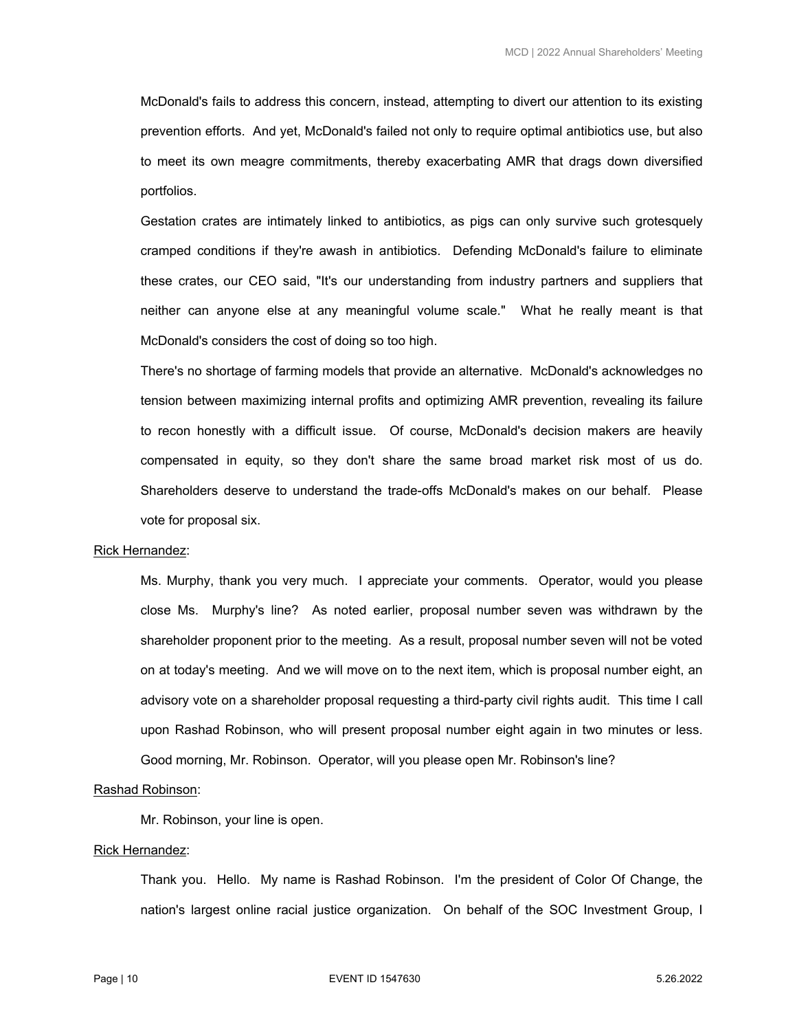McDonald's fails to address this concern, instead, attempting to divert our attention to its existing prevention efforts. And yet, McDonald's failed not only to require optimal antibiotics use, but also to meet its own meagre commitments, thereby exacerbating AMR that drags down diversified portfolios.

Gestation crates are intimately linked to antibiotics, as pigs can only survive such grotesquely cramped conditions if they're awash in antibiotics. Defending McDonald's failure to eliminate these crates, our CEO said, "It's our understanding from industry partners and suppliers that neither can anyone else at any meaningful volume scale." What he really meant is that McDonald's considers the cost of doing so too high.

There's no shortage of farming models that provide an alternative. McDonald's acknowledges no tension between maximizing internal profits and optimizing AMR prevention, revealing its failure to recon honestly with a difficult issue. Of course, McDonald's decision makers are heavily compensated in equity, so they don't share the same broad market risk most of us do. Shareholders deserve to understand the trade-offs McDonald's makes on our behalf. Please vote for proposal six.

Rick Hernandez:

Ms. Murphy, thank you very much. I appreciate your comments. Operator, would you please close Ms. Murphy's line? As noted earlier, proposal number seven was withdrawn by the shareholder proponent prior to the meeting. As a result, proposal number seven will not be voted on at today's meeting. And we will move on to the next item, which is proposal number eight, an advisory vote on a shareholder proposal requesting a third-party civil rights audit. This time I call upon Rashad Robinson, who will present proposal number eight again in two minutes or less. Good morning, Mr. Robinson. Operator, will you please open Mr. Robinson's line?

Rashad Robinson:

Mr. Robinson, your line is open.

Rick Hernandez:

Thank you. Hello. My name is Rashad Robinson. I'm the president of Color Of Change, the nation's largest online racial justice organization. On behalf of the SOC Investment Group, I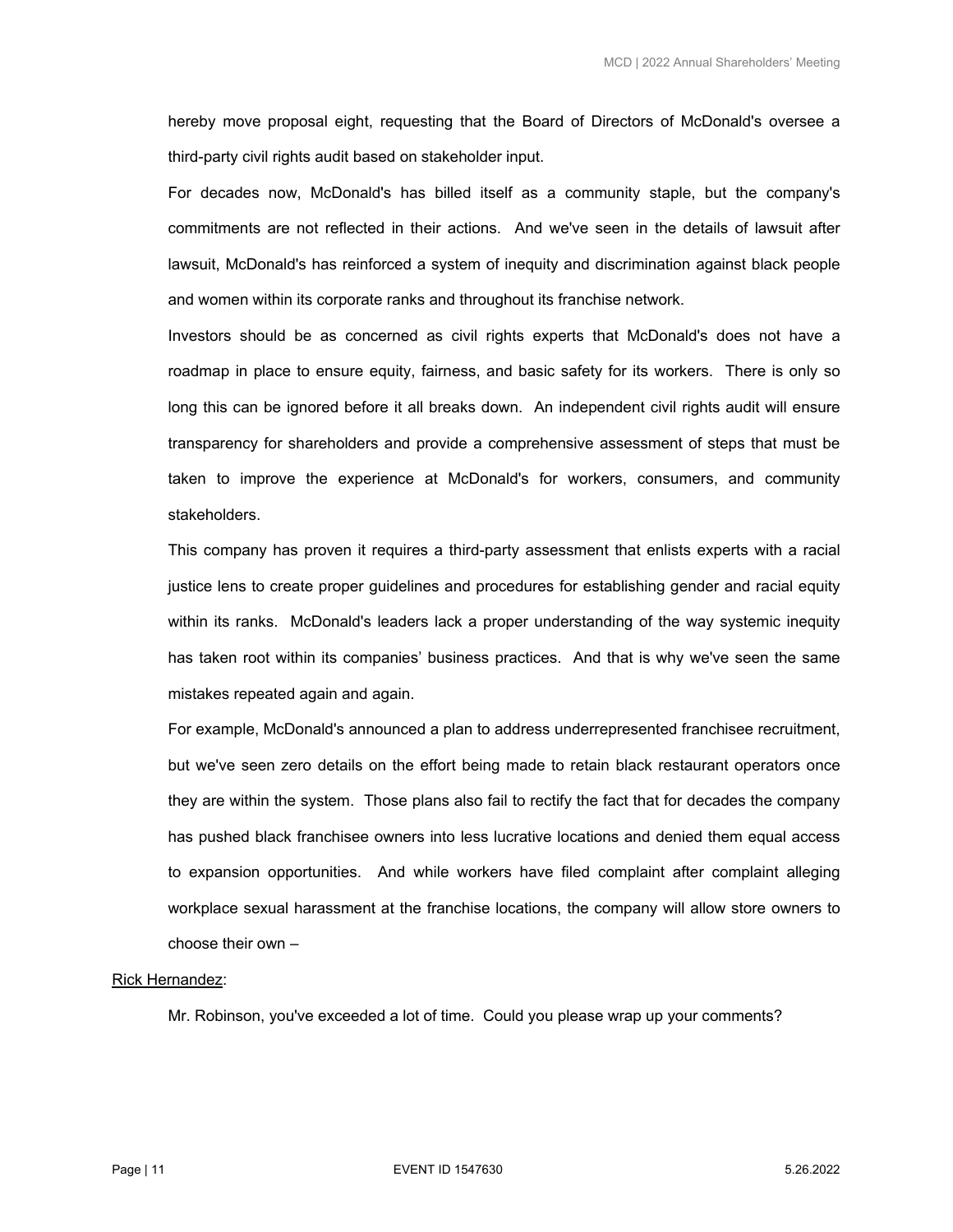hereby move proposal eight, requesting that the Board of Directors of McDonald's oversee a third-party civil rights audit based on stakeholder input.

For decades now, McDonald's has billed itself as a community staple, but the company's commitments are not reflected in their actions. And we've seen in the details of lawsuit after lawsuit, McDonald's has reinforced a system of inequity and discrimination against black people and women within its corporate ranks and throughout its franchise network.

Investors should be as concerned as civil rights experts that McDonald's does not have a roadmap in place to ensure equity, fairness, and basic safety for its workers. There is only so long this can be ignored before it all breaks down. An independent civil rights audit will ensure transparency for shareholders and provide a comprehensive assessment of steps that must be taken to improve the experience at McDonald's for workers, consumers, and community stakeholders.

This company has proven it requires a third-party assessment that enlists experts with a racial justice lens to create proper guidelines and procedures for establishing gender and racial equity within its ranks. McDonald's leaders lack a proper understanding of the way systemic inequity has taken root within its companies' business practices. And that is why we've seen the same mistakes repeated again and again.

For example, McDonald's announced a plan to address underrepresented franchisee recruitment, but we've seen zero details on the effort being made to retain black restaurant operators once they are within the system. Those plans also fail to rectify the fact that for decades the company has pushed black franchisee owners into less lucrative locations and denied them equal access to expansion opportunities. And while workers have filed complaint after complaint alleging workplace sexual harassment at the franchise locations, the company will allow store owners to choose their own –

Rick Hernandez:

Mr. Robinson, you've exceeded a lot of time. Could you please wrap up your comments?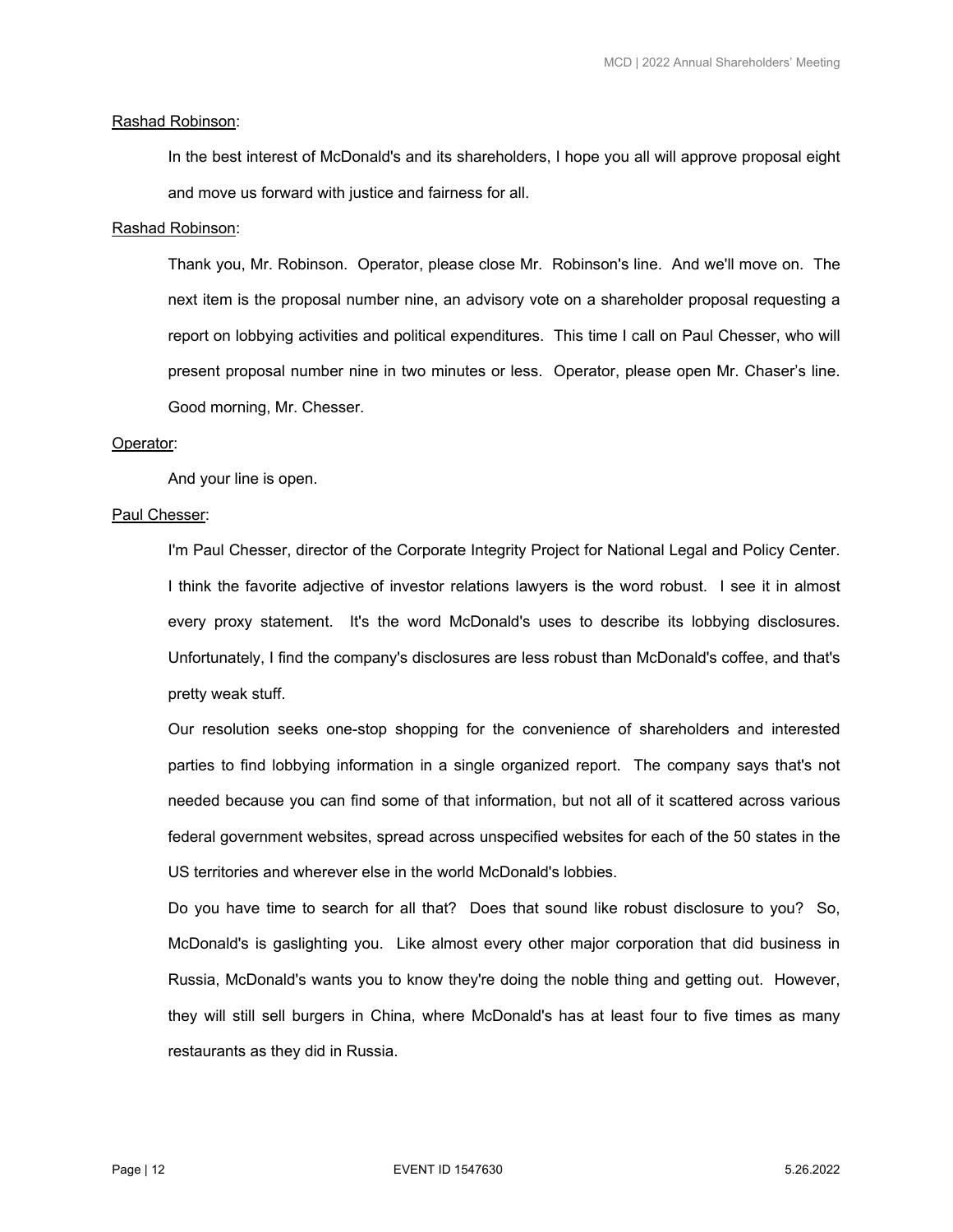Rashad Robinson:

In the best interest of McDonald's and its shareholders, I hope you all will approve proposal eight and move us forward with justice and fairness for all.

Rashad Robinson:

Thank you, Mr. Robinson. Operator, please close Mr. Robinson's line. And we'll move on. The next item is the proposal number nine, an advisory vote on a shareholder proposal requesting a report on lobbying activities and political expenditures. This time I call on Paul Chesser, who will present proposal number nine in two minutes or less. Operator, please open Mr. Chaser's line. Good morning, Mr. Chesser.

Operator:

And your line is open.

Paul Chesser:

I'm Paul Chesser, director of the Corporate Integrity Project for National Legal and Policy Center. I think the favorite adjective of investor relations lawyers is the word robust. I see it in almost every proxy statement. It's the word McDonald's uses to describe its lobbying disclosures. Unfortunately, I find the company's disclosures are less robust than McDonald's coffee, and that's pretty weak stuff.

Our resolution seeks one-stop shopping for the convenience of shareholders and interested parties to find lobbying information in a single organized report. The company says that's not needed because you can find some of that information, but not all of it scattered across various federal government websites, spread across unspecified websites for each of the 50 states in the US territories and wherever else in the world McDonald's lobbies.

Do you have time to search for all that? Does that sound like robust disclosure to you? So, McDonald's is gaslighting you. Like almost every other major corporation that did business in Russia, McDonald's wants you to know they're doing the noble thing and getting out. However, they will still sell burgers in China, where McDonald's has at least four to five times as many restaurants as they did in Russia.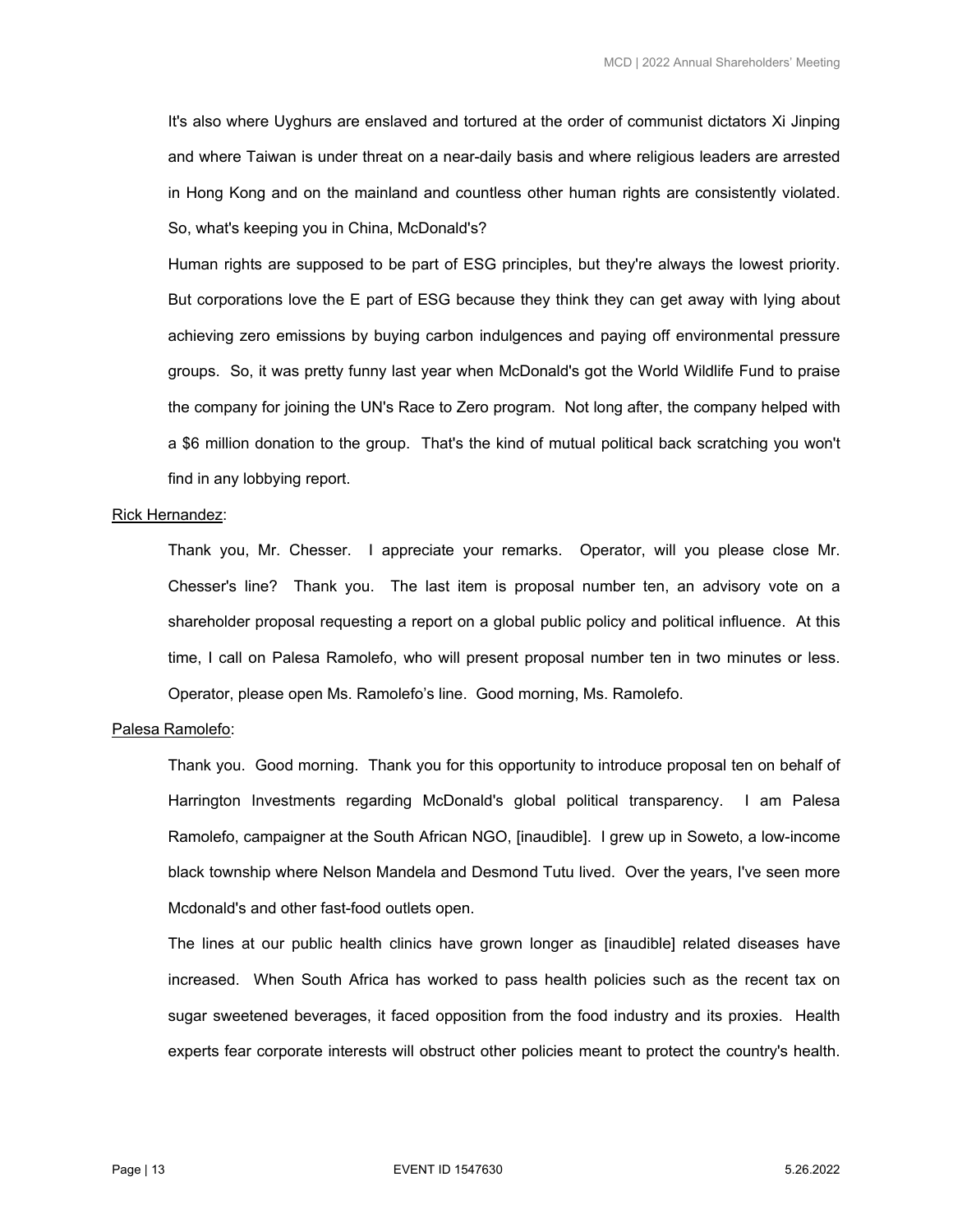It's also where Uyghurs are enslaved and tortured at the order of communist dictators Xi Jinping and where Taiwan is under threat on a near-daily basis and where religious leaders are arrested in Hong Kong and on the mainland and countless other human rights are consistently violated. So, what's keeping you in China, McDonald's?

Human rights are supposed to be part of ESG principles, but they're always the lowest priority. But corporations love the E part of ESG because they think they can get away with lying about achieving zero emissions by buying carbon indulgences and paying off environmental pressure groups. So, it was pretty funny last year when McDonald's got the World Wildlife Fund to praise the company for joining the UN's Race to Zero program. Not long after, the company helped with a $6 million donation to the group. That's the kind of mutual political back scratching you won't find in any lobbying report.

Rick Hernandez:

Thank you, Mr. Chesser. I appreciate your remarks. Operator, will you please close Mr. Chesser's line? Thank you. The last item is proposal number ten, an advisory vote on a shareholder proposal requesting a report on a global public policy and political influence. At this time, I call on Palesa Ramolefo, who will present proposal number ten in two minutes or less. Operator, please open Ms. Ramolefo's line. Good morning, Ms. Ramolefo.

Palesa Ramolefo:

Thank you. Good morning. Thank you for this opportunity to introduce proposal ten on behalf of Harrington Investments regarding McDonald's global political transparency. I am Palesa Ramolefo, campaigner at the South African NGO, [inaudible]. I grew up in Soweto, a low-income black township where Nelson Mandela and Desmond Tutu lived. Over the years, I've seen more Mcdonald's and other fast-food outlets open.

The lines at our public health clinics have grown longer as [inaudible] related diseases have increased. When South Africa has worked to pass health policies such as the recent tax on sugar sweetened beverages, it faced opposition from the food industry and its proxies. Health experts fear corporate interests will obstruct other policies meant to protect the country's health.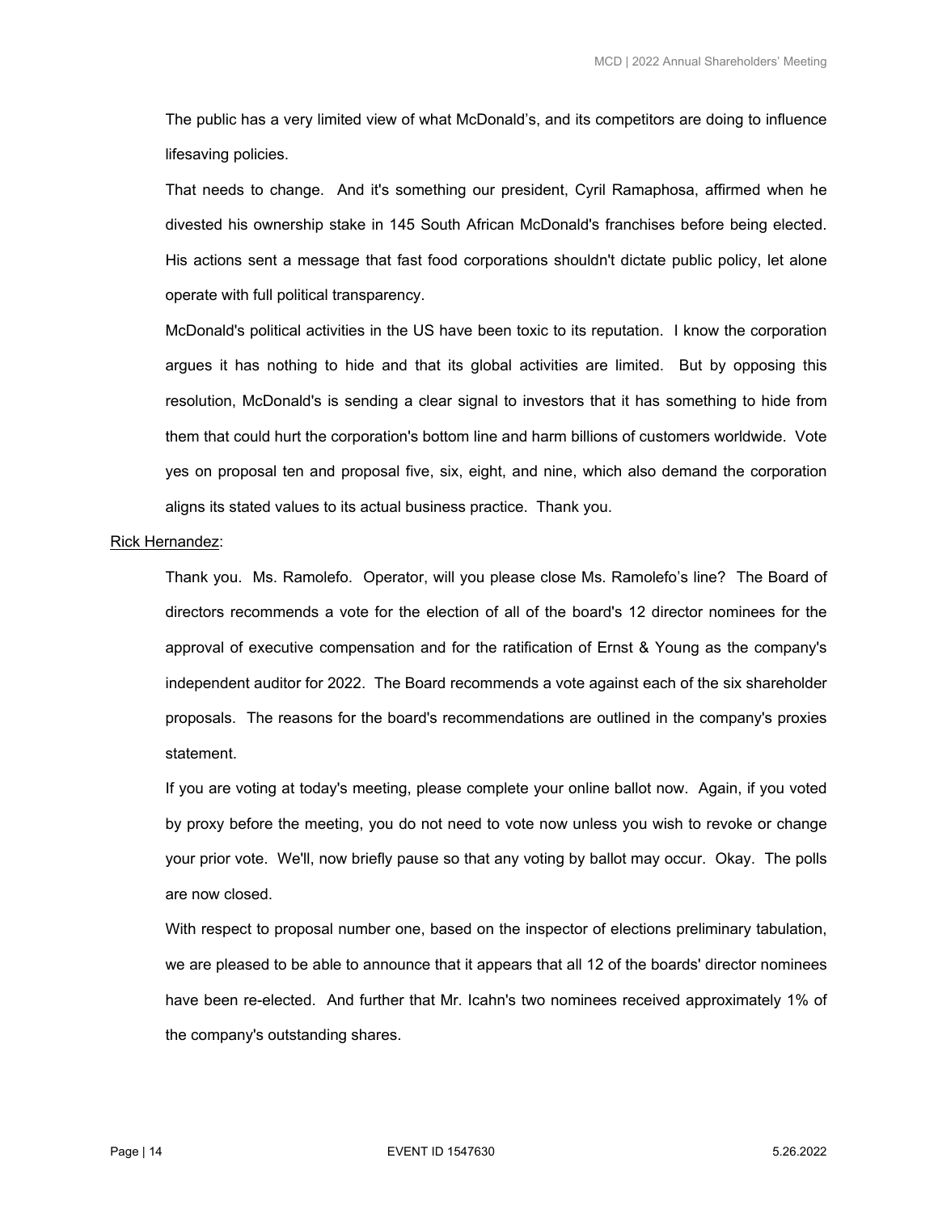The public has a very limited view of what McDonald's, and its competitors are doing to influence lifesaving policies.

That needs to change. And it's something our president, Cyril Ramaphosa, affirmed when he divested his ownership stake in 145 South African McDonald's franchises before being elected. His actions sent a message that fast food corporations shouldn't dictate public policy, let alone operate with full political transparency.

McDonald's political activities in the US have been toxic to its reputation. I know the corporation argues it has nothing to hide and that its global activities are limited. But by opposing this resolution, McDonald's is sending a clear signal to investors that it has something to hide from them that could hurt the corporation's bottom line and harm billions of customers worldwide. Vote yes on proposal ten and proposal five, six, eight, and nine, which also demand the corporation aligns its stated values to its actual business practice. Thank you.

Rick Hernandez:

Thank you. Ms. Ramolefo. Operator, will you please close Ms. Ramolefo's line? The Board of directors recommends a vote for the election of all of the board's 12 director nominees for the approval of executive compensation and for the ratification of Ernst & Young as the company's independent auditor for 2022. The Board recommends a vote against each of the six shareholder proposals. The reasons for the board's recommendations are outlined in the company's proxies statement.

If you are voting at today's meeting, please complete your online ballot now. Again, if you voted by proxy before the meeting, you do not need to vote now unless you wish to revoke or change your prior vote. We'll, now briefly pause so that any voting by ballot may occur. Okay. The polls are now closed.

With respect to proposal number one, based on the inspector of elections preliminary tabulation, we are pleased to be able to announce that it appears that all 12 of the boards' director nominees have been re-elected. And further that Mr. Icahn's two nominees received approximately 1% of the company's outstanding shares.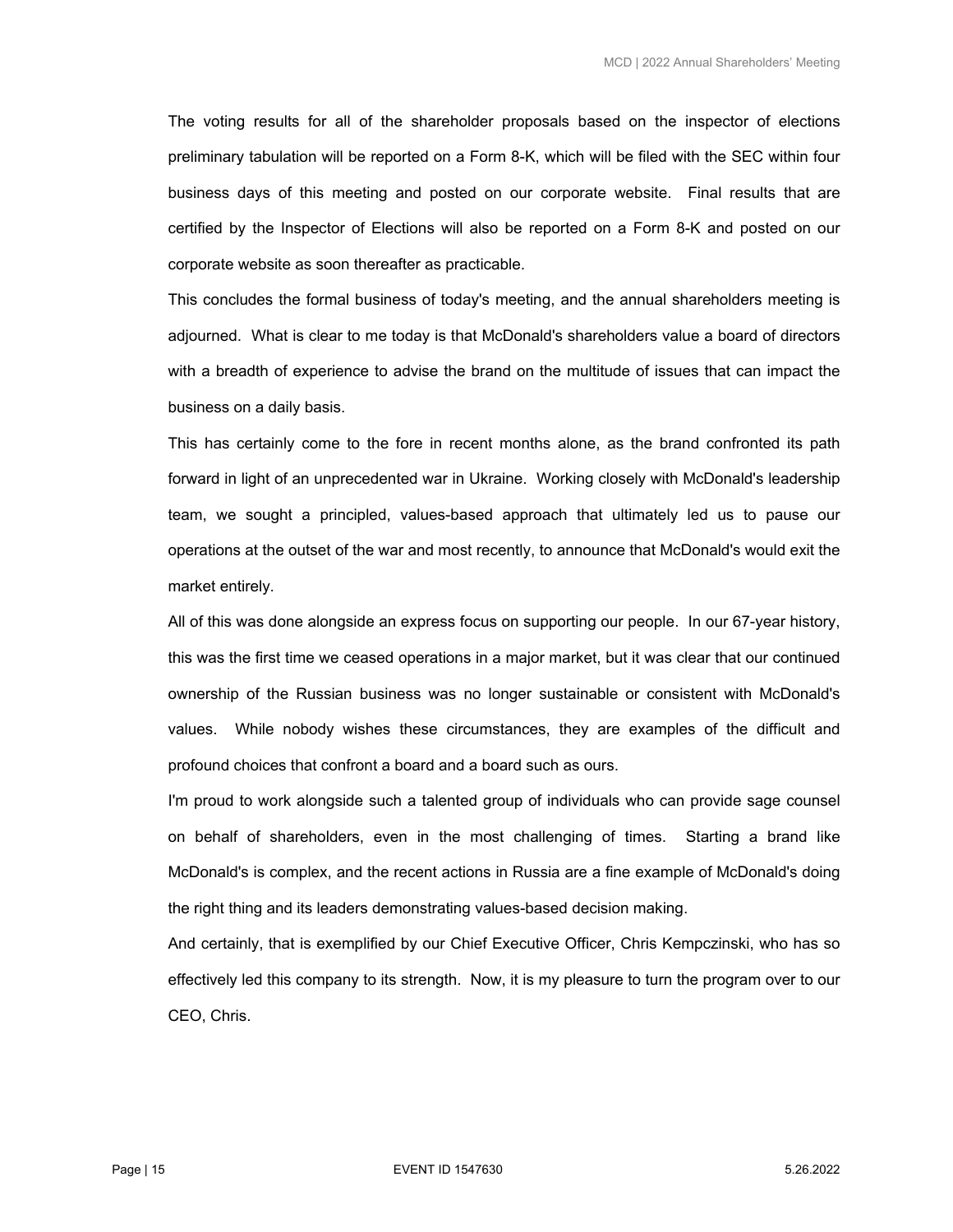The voting results for all of the shareholder proposals based on the inspector of elections preliminary tabulation will be reported on a Form 8-K, which will be filed with the SEC within four business days of this meeting and posted on our corporate website. Final results that are certified by the Inspector of Elections will also be reported on a Form 8-K and posted on our corporate website as soon thereafter as practicable.

This concludes the formal business of today's meeting, and the annual shareholders meeting is adjourned. What is clear to me today is that McDonald's shareholders value a board of directors with a breadth of experience to advise the brand on the multitude of issues that can impact the business on a daily basis.

This has certainly come to the fore in recent months alone, as the brand confronted its path forward in light of an unprecedented war in Ukraine. Working closely with McDonald's leadership team, we sought a principled, values-based approach that ultimately led us to pause our operations at the outset of the war and most recently, to announce that McDonald's would exit the market entirely.

All of this was done alongside an express focus on supporting our people. In our 67-year history, this was the first time we ceased operations in a major market, but it was clear that our continued ownership of the Russian business was no longer sustainable or consistent with McDonald's values. While nobody wishes these circumstances, they are examples of the difficult and profound choices that confront a board and a board such as ours.

I'm proud to work alongside such a talented group of individuals who can provide sage counsel on behalf of shareholders, even in the most challenging of times. Starting a brand like McDonald's is complex, and the recent actions in Russia are a fine example of McDonald's doing the right thing and its leaders demonstrating values-based decision making.

And certainly, that is exemplified by our Chief Executive Officer, Chris Kempczinski, who has so effectively led this company to its strength. Now, it is my pleasure to turn the program over to our CEO, Chris.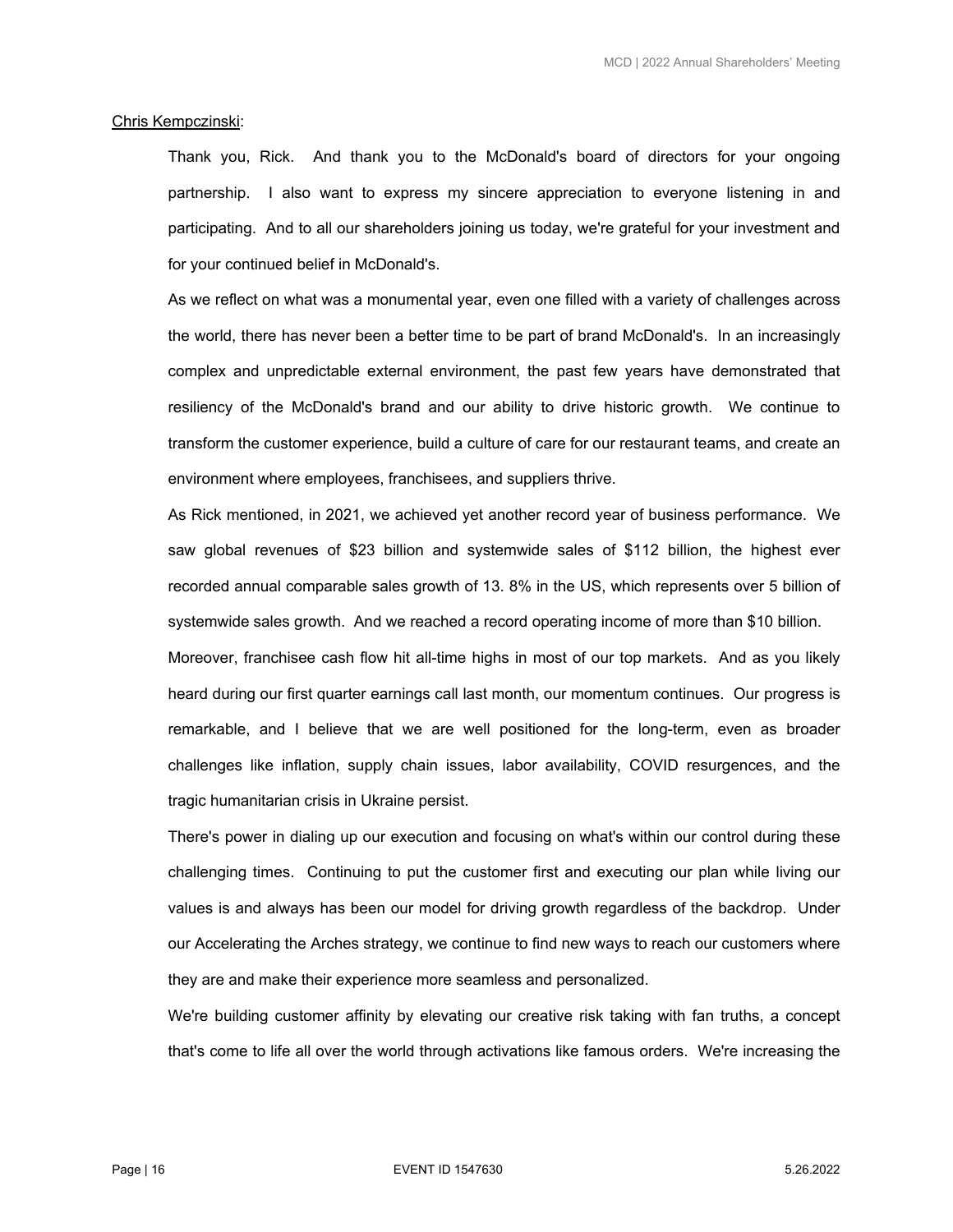Chris Kempczinski:

Thank you, Rick. And thank you to the McDonald's board of directors for your ongoing partnership. I also want to express my sincere appreciation to everyone listening in and participating. And to all our shareholders joining us today, we're grateful for your investment and for your continued belief in McDonald's.

As we reflect on what was a monumental year, even one filled with a variety of challenges across the world, there has never been a better time to be part of brand McDonald's. In an increasingly complex and unpredictable external environment, the past few years have demonstrated that resiliency of the McDonald's brand and our ability to drive historic growth. We continue to transform the customer experience, build a culture of care for our restaurant teams, and create an environment where employees, franchisees, and suppliers thrive.

As Rick mentioned, in 2021, we achieved yet another record year of business performance. We saw global revenues of $23 billion and systemwide sales of $112 billion, the highest ever recorded annual comparable sales growth of 13. 8% in the US, which represents over 5 billion of systemwide sales growth. And we reached a record operating income of more than $10 billion.

Moreover, franchisee cash flow hit all-time highs in most of our top markets. And as you likely heard during our first quarter earnings call last month, our momentum continues. Our progress is remarkable, and I believe that we are well positioned for the long-term, even as broader challenges like inflation, supply chain issues, labor availability, COVID resurgences, and the tragic humanitarian crisis in Ukraine persist.

There's power in dialing up our execution and focusing on what's within our control during these challenging times. Continuing to put the customer first and executing our plan while living our values is and always has been our model for driving growth regardless of the backdrop. Under our Accelerating the Arches strategy, we continue to find new ways to reach our customers where they are and make their experience more seamless and personalized.

We're building customer affinity by elevating our creative risk taking with fan truths, a concept that's come to life all over the world through activations like famous orders. We're increasing the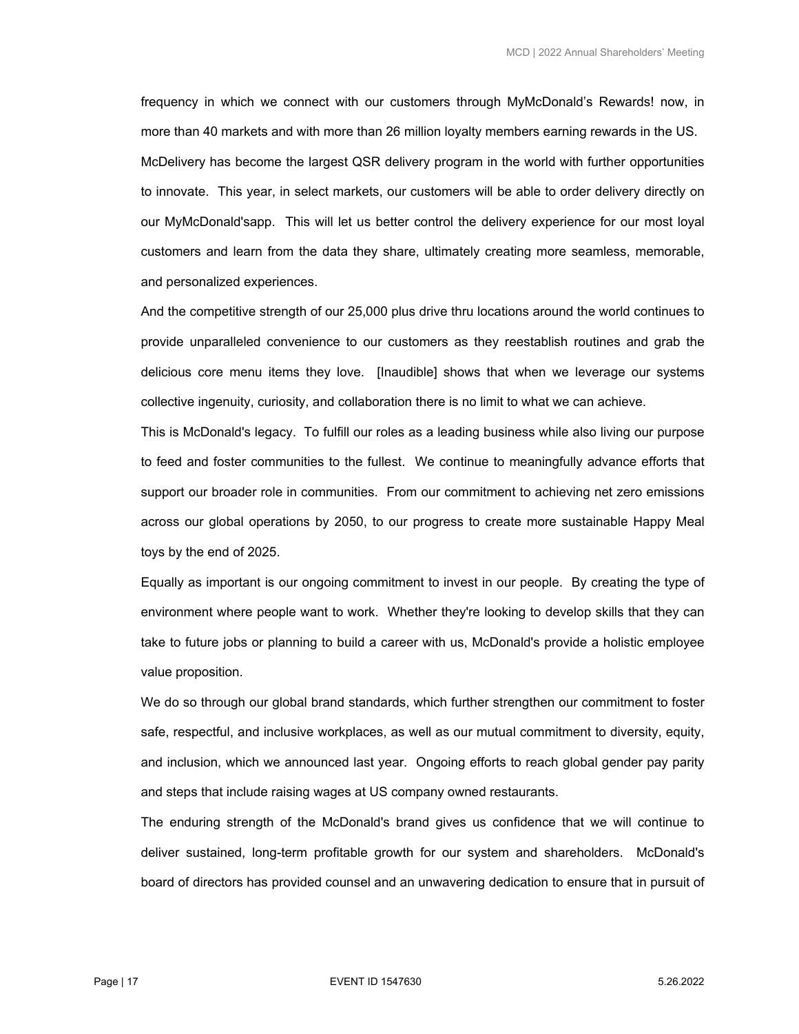frequency in which we connect with our customers through MyMcDonald's Rewards! now, in more than 40 markets and with more than 26 million loyalty members earning rewards in the US.

McDelivery has become the largest QSR delivery program in the world with further opportunities to innovate. This year, in select markets, our customers will be able to order delivery directly on our MyMcDonald'sapp. This will let us better control the delivery experience for our most loyal customers and learn from the data they share, ultimately creating more seamless, memorable, and personalized experiences.

And the competitive strength of our 25,000 plus drive thru locations around the world continues to provide unparalleled convenience to our customers as they reestablish routines and grab the delicious core menu items they love. [Inaudible] shows that when we leverage our systems collective ingenuity, curiosity, and collaboration there is no limit to what we can achieve.

This is McDonald's legacy. To fulfill our roles as a leading business while also living our purpose to feed and foster communities to the fullest. We continue to meaningfully advance efforts that support our broader role in communities. From our commitment to achieving net zero emissions across our global operations by 2050, to our progress to create more sustainable Happy Meal toys by the end of 2025.

Equally as important is our ongoing commitment to invest in our people. By creating the type of environment where people want to work. Whether they're looking to develop skills that they can take to future jobs or planning to build a career with us, McDonald's provide a holistic employee value proposition.

We do so through our global brand standards, which further strengthen our commitment to foster safe, respectful, and inclusive workplaces, as well as our mutual commitment to diversity, equity, and inclusion, which we announced last year. Ongoing efforts to reach global gender pay parity and steps that include raising wages at US company owned restaurants.

The enduring strength of the McDonald's brand gives us confidence that we will continue to deliver sustained, long-term profitable growth for our system and shareholders. McDonald's board of directors has provided counsel and an unwavering dedication to ensure that in pursuit of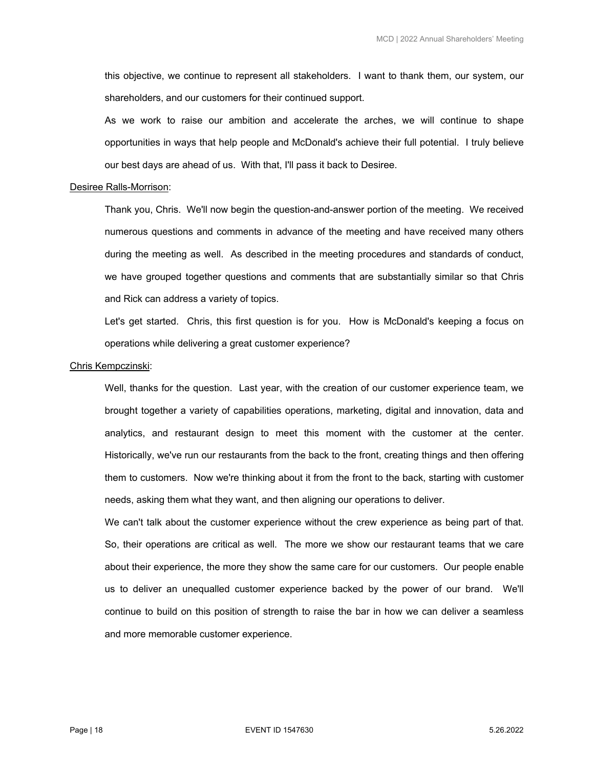this objective, we continue to represent all stakeholders. I want to thank them, our system, our shareholders, and our customers for their continued support.

As we work to raise our ambition and accelerate the arches, we will continue to shape opportunities in ways that help people and McDonald's achieve their full potential. I truly believe our best days are ahead of us. With that, I'll pass it back to Desiree.

Desiree Ralls-Morrison:

Thank you, Chris. We'll now begin the question-and-answer portion of the meeting. We received numerous questions and comments in advance of the meeting and have received many others during the meeting as well. As described in the meeting procedures and standards of conduct, we have grouped together questions and comments that are substantially similar so that Chris and Rick can address a variety of topics.

Let's get started. Chris, this first question is for you. How is McDonald's keeping a focus on operations while delivering a great customer experience?

Chris Kempczinski:

Well, thanks for the question. Last year, with the creation of our customer experience team, we brought together a variety of capabilities operations, marketing, digital and innovation, data and analytics, and restaurant design to meet this moment with the customer at the center. Historically, we've run our restaurants from the back to the front, creating things and then offering them to customers. Now we're thinking about it from the front to the back, starting with customer needs, asking them what they want, and then aligning our operations to deliver.

We can't talk about the customer experience without the crew experience as being part of that. So, their operations are critical as well. The more we show our restaurant teams that we care about their experience, the more they show the same care for our customers. Our people enable us to deliver an unequalled customer experience backed by the power of our brand. We'll continue to build on this position of strength to raise the bar in how we can deliver a seamless and more memorable customer experience.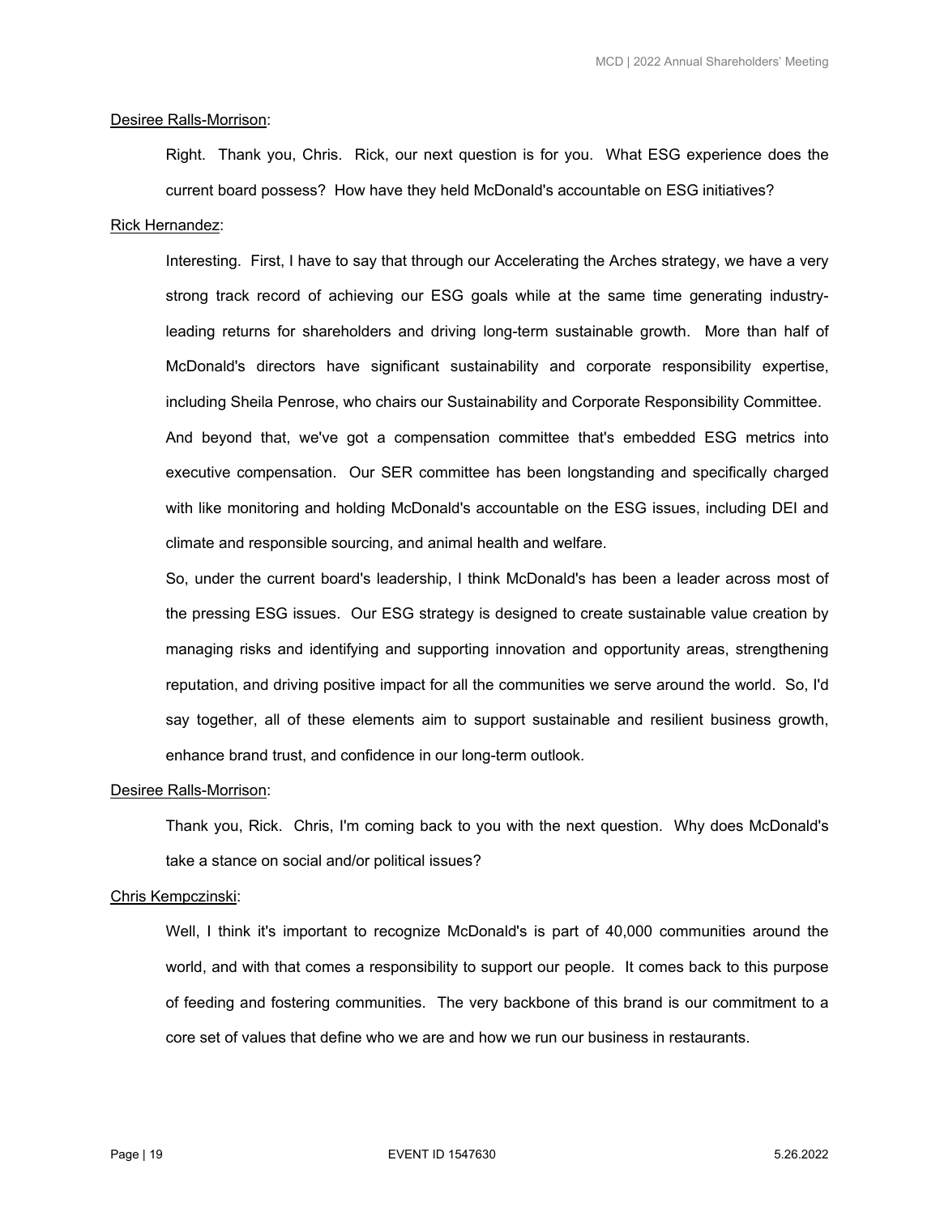Desiree Ralls-Morrison:

Right. Thank you, Chris. Rick, our next question is for you. What ESG experience does the current board possess? How have they held McDonald's accountable on ESG initiatives?

Rick Hernandez:

Interesting. First, I have to say that through our Accelerating the Arches strategy, we have a very strong track record of achieving our ESG goals while at the same time generating industry-leading returns for shareholders and driving long-term sustainable growth. More than half of McDonald's directors have significant sustainability and corporate responsibility expertise, including Sheila Penrose, who chairs our Sustainability and Corporate Responsibility Committee. And beyond that, we've got a compensation committee that's embedded ESG metrics into executive compensation. Our SER committee has been longstanding and specifically charged with like monitoring and holding McDonald's accountable on the ESG issues, including DEI and climate and responsible sourcing, and animal health and welfare.

So, under the current board's leadership, I think McDonald's has been a leader across most of the pressing ESG issues. Our ESG strategy is designed to create sustainable value creation by managing risks and identifying and supporting innovation and opportunity areas, strengthening reputation, and driving positive impact for all the communities we serve around the world. So, I'd say together, all of these elements aim to support sustainable and resilient business growth, enhance brand trust, and confidence in our long-term outlook.

Desiree Ralls-Morrison:

Thank you, Rick. Chris, I'm coming back to you with the next question. Why does McDonald's take a stance on social and/or political issues?

Chris Kempczinski:

Well, I think it's important to recognize McDonald's is part of 40,000 communities around the world, and with that comes a responsibility to support our people. It comes back to this purpose of feeding and fostering communities. The very backbone of this brand is our commitment to a core set of values that define who we are and how we run our business in restaurants.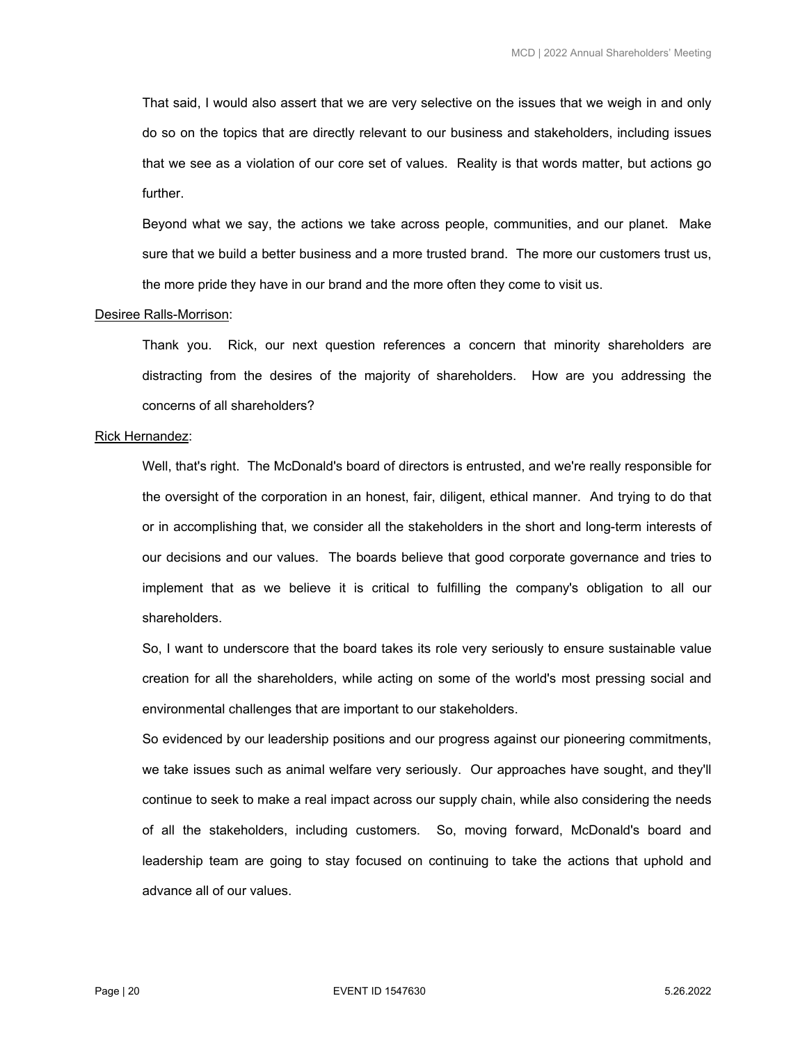That said, I would also assert that we are very selective on the issues that we weigh in and only do so on the topics that are directly relevant to our business and stakeholders, including issues that we see as a violation of our core set of values. Reality is that words matter, but actions go further.

Beyond what we say, the actions we take across people, communities, and our planet. Make sure that we build a better business and a more trusted brand. The more our customers trust us, the more pride they have in our brand and the more often they come to visit us.

Desiree Ralls-Morrison:

Thank you. Rick, our next question references a concern that minority shareholders are distracting from the desires of the majority of shareholders. How are you addressing the concerns of all shareholders?

Rick Hernandez:

Well, that's right. The McDonald's board of directors is entrusted, and we're really responsible for the oversight of the corporation in an honest, fair, diligent, ethical manner. And trying to do that or in accomplishing that, we consider all the stakeholders in the short and long-term interests of our decisions and our values. The boards believe that good corporate governance and tries to implement that as we believe it is critical to fulfilling the company's obligation to all our shareholders.

So, I want to underscore that the board takes its role very seriously to ensure sustainable value creation for all the shareholders, while acting on some of the world's most pressing social and environmental challenges that are important to our stakeholders.

So evidenced by our leadership positions and our progress against our pioneering commitments, we take issues such as animal welfare very seriously. Our approaches have sought, and they'll continue to seek to make a real impact across our supply chain, while also considering the needs of all the stakeholders, including customers. So, moving forward, McDonald's board and leadership team are going to stay focused on continuing to take the actions that uphold and advance all of our values.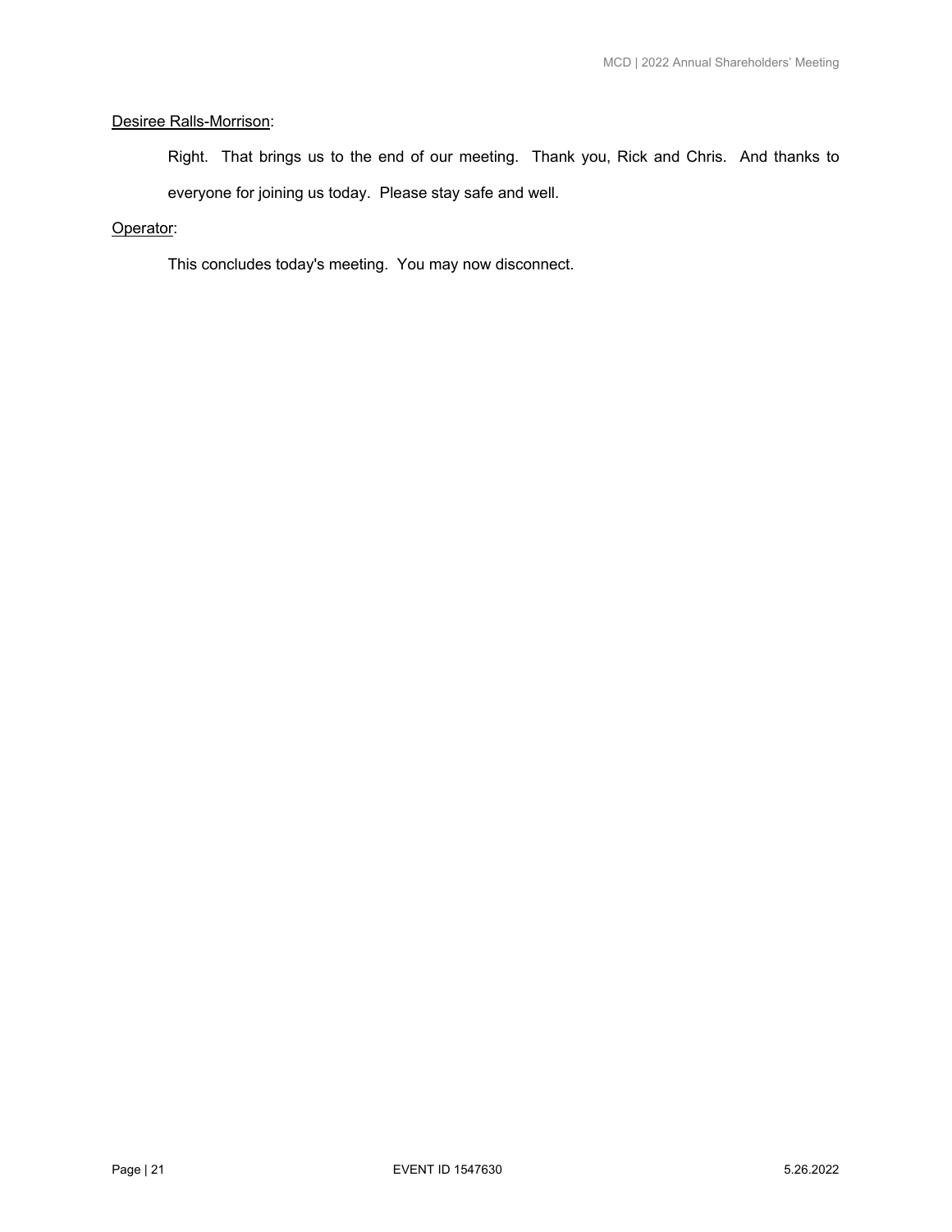<u>Desiree Ralls-Morrison</u>:

Right. That brings us to the end of our meeting. Thank you, Rick and Chris. And thanks to everyone for joining us today. Please stay safe and well.

<u>Operator</u>:

This concludes today's meeting. You may now disconnect.